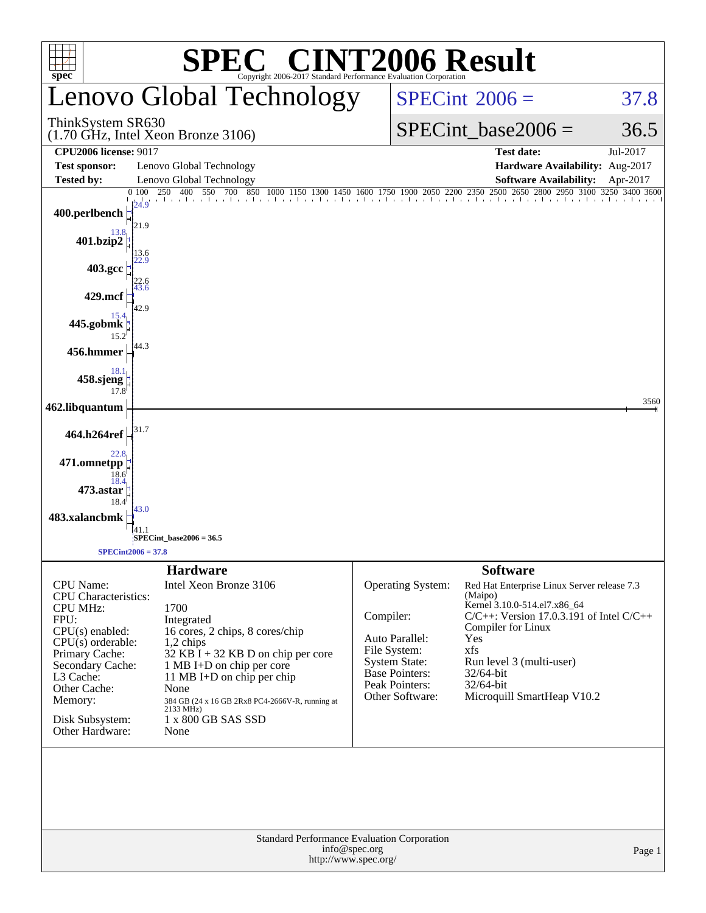# SPEC® CINT2006 Result

Copyright 2006-2017 Standard Performance Evaluation Corporation

## Lenovo Global Technology

ThinkSystem SR630
(1.70 GHz, Intel Xeon Bronze 3106)

SPECint 2006 = 37.8

SPECint_base2006 = 36.5

| | | | |
|---|---|---|---|
| **CPU2006 license:** 9017 | | **Test date:** | Jul-2017 |
| **Test sponsor:** | Lenovo Global Technology | **Hardware Availability:** | Aug-2017 |
| **Tested by:** | Lenovo Global Technology | **Software Availability:** | Apr-2017 |

| Benchmark | Peak | Base |
|---|---|---|
| 400.perlbench | 24.9 | 21.9 |
| 401.bzip2 | 13.8 | 13.6 |
| 403.gcc | 22.9 | 22.6 |
| 429.mcf | 43.6 | 42.9 |
| 445.gobmk | 15.4 | 15.2 |
| 456.hmmer | 44.3 | |
| 458.sjeng | 18.1 | 17.8 |
| 462.libquantum | 3560 | |
| 464.h264ref | 31.7 | |
| 471.omnetpp | 22.8 | 18.6 |
| 473.astar | 18.4 | 18.4 |
| 483.xalancbmk | 43.0 | 41.1 |

SPECint_base2006 = 36.5

SPECint2006 = 37.8

## Hardware

| | |
|---|---|
| CPU Name: | Intel Xeon Bronze 3106 |
| CPU Characteristics: | |
| CPU MHz: | 1700 |
| FPU: | Integrated |
| CPU(s) enabled: | 16 cores, 2 chips, 8 cores/chip |
| CPU(s) orderable: | 1,2 chips |
| Primary Cache: | 32 KB I + 32 KB D on chip per core |
| Secondary Cache: | 1 MB I+D on chip per core |
| L3 Cache: | 11 MB I+D on chip per chip |
| Other Cache: | None |
| Memory: | 384 GB (24 x 16 GB 2Rx8 PC4-2666V-R, running at 2133 MHz) |
| Disk Subsystem: | 1 x 800 GB SAS SSD |
| Other Hardware: | None |

## Software

| | |
|---|---|
| Operating System: | Red Hat Enterprise Linux Server release 7.3 (Maipo) Kernel 3.10.0-514.el7.x86_64 |
| Compiler: | C/C++: Version 17.0.3.191 of Intel C/C++ Compiler for Linux |
| Auto Parallel: | Yes |
| File System: | xfs |
| System State: | Run level 3 (multi-user) |
| Base Pointers: | 32/64-bit |
| Peak Pointers: | 32/64-bit |
| Other Software: | Microquill SmartHeap V10.2 |

Standard Performance Evaluation Corporation
info@spec.org
http://www.spec.org/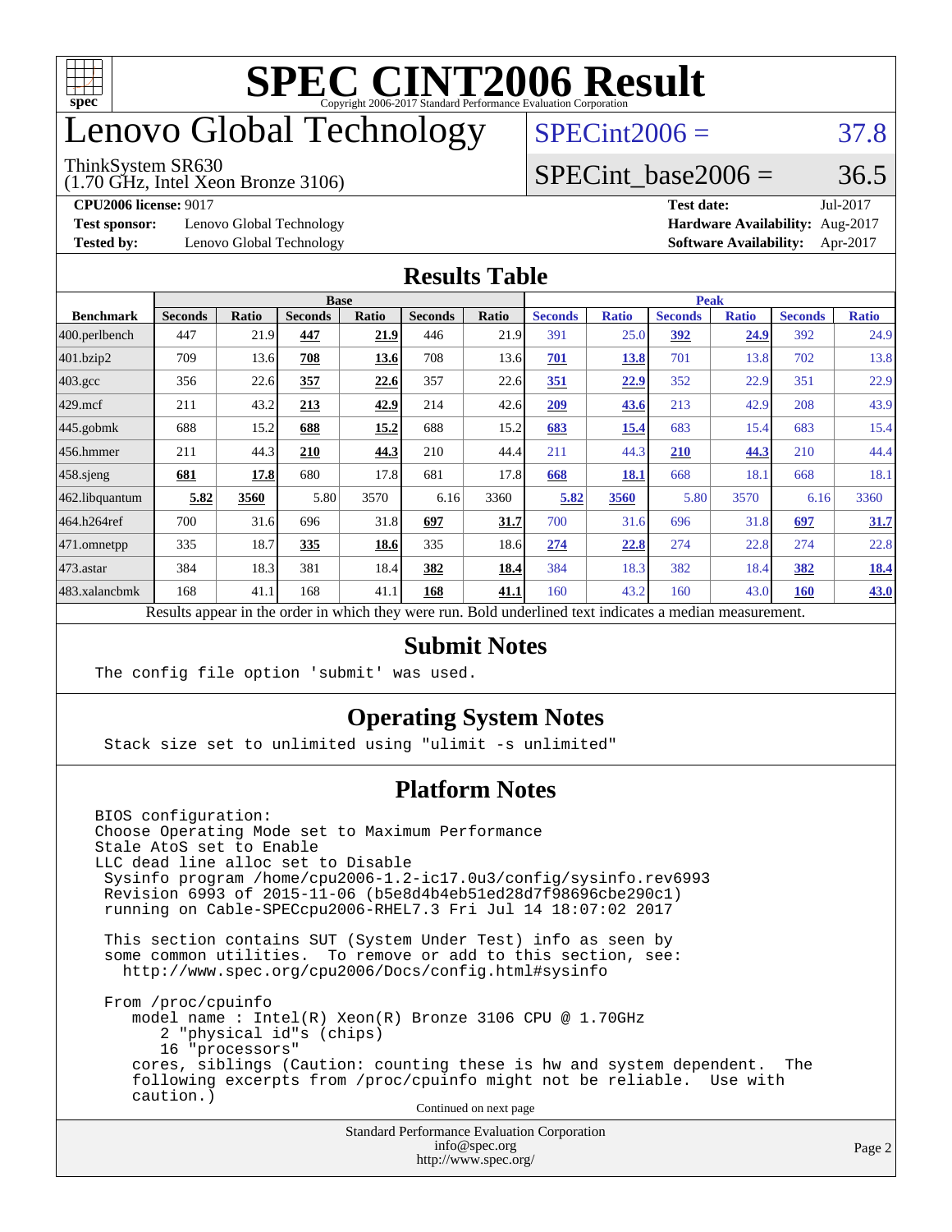# SPEC CINT2006 Result

Copyright 2006-2017 Standard Performance Evaluation Corporation

# Lenovo Global Technology

ThinkSystem SR630
(1.70 GHz, Intel Xeon Bronze 3106)

SPECint2006 = 37.8

SPECint_base2006 = 36.5

**CPU2006 license:** 9017
**Test sponsor:** Lenovo Global Technology
**Tested by:** Lenovo Global Technology

**Test date:** Jul-2017
**Hardware Availability:** Aug-2017
**Software Availability:** Apr-2017

## Results Table

| Benchmark | Base | | | | | | Peak | | | | | |
|---|---|---|---|---|---|---|---|---|---|---|---|---|
| | Seconds | Ratio | Seconds | Ratio | Seconds | Ratio | Seconds | Ratio | Seconds | Ratio | Seconds | Ratio |
| 400.perlbench | 447 | 21.9 | **447** | **21.9** | 446 | 21.9 | 391 | 25.0 | **392** | **24.9** | 392 | 24.9 |
| 401.bzip2 | 709 | 13.6 | **708** | **13.6** | 708 | 13.6 | **701** | **13.8** | 701 | 13.8 | 702 | 13.8 |
| 403.gcc | 356 | 22.6 | **357** | **22.6** | 357 | 22.6 | **351** | **22.9** | 352 | 22.9 | 351 | 22.9 |
| 429.mcf | 211 | 43.2 | **213** | **42.9** | 214 | 42.6 | **209** | **43.6** | 213 | 42.9 | 208 | 43.9 |
| 445.gobmk | 688 | 15.2 | **688** | **15.2** | 688 | 15.2 | **683** | **15.4** | 683 | 15.4 | 683 | 15.4 |
| 456.hmmer | 211 | 44.3 | **210** | **44.3** | 210 | 44.4 | 211 | 44.3 | **210** | **44.3** | 210 | 44.4 |
| 458.sjeng | **681** | **17.8** | 680 | 17.8 | 681 | 17.8 | **668** | **18.1** | 668 | 18.1 | 668 | 18.1 |
| 462.libquantum | **5.82** | **3560** | 5.80 | 3570 | 6.16 | 3360 | **5.82** | **3560** | 5.80 | 3570 | 6.16 | 3360 |
| 464.h264ref | 700 | 31.6 | 696 | 31.8 | **697** | **31.7** | 700 | 31.6 | 696 | 31.8 | **697** | **31.7** |
| 471.omnetpp | 335 | 18.7 | **335** | **18.6** | 335 | 18.6 | **274** | **22.8** | 274 | 22.8 | 274 | 22.8 |
| 473.astar | 384 | 18.3 | 381 | 18.4 | **382** | **18.4** | 384 | 18.3 | 382 | 18.4 | **382** | **18.4** |
| 483.xalancbmk | 168 | 41.1 | 168 | 41.1 | **168** | **41.1** | 160 | 43.2 | 160 | 43.0 | **160** | **43.0** |

Results appear in the order in which they were run. Bold underlined text indicates a median measurement.

## Submit Notes

```
The config file option 'submit' was used.
```

## Operating System Notes

```
Stack size set to unlimited using "ulimit -s unlimited"
```

## Platform Notes

```
BIOS configuration:
Choose Operating Mode set to Maximum Performance
Stale AtoS set to Enable
LLC dead line alloc set to Disable
 Sysinfo program /home/cpu2006-1.2-ic17.0u3/config/sysinfo.rev6993
 Revision 6993 of 2015-11-06 (b5e8d4b4eb51ed28d7f98696cbe290c1)
 running on Cable-SPECcpu2006-RHEL7.3 Fri Jul 14 18:07:02 2017

 This section contains SUT (System Under Test) info as seen by
 some common utilities.  To remove or add to this section, see:
   http://www.spec.org/cpu2006/Docs/config.html#sysinfo

 From /proc/cpuinfo
    model name : Intel(R) Xeon(R) Bronze 3106 CPU @ 1.70GHz
       2 "physical id"s (chips)
       16 "processors"
    cores, siblings (Caution: counting these is hw and system dependent.  The
    following excerpts from /proc/cpuinfo might not be reliable.  Use with
    caution.)
```

Continued on next page

Standard Performance Evaluation Corporation
info@spec.org
http://www.spec.org/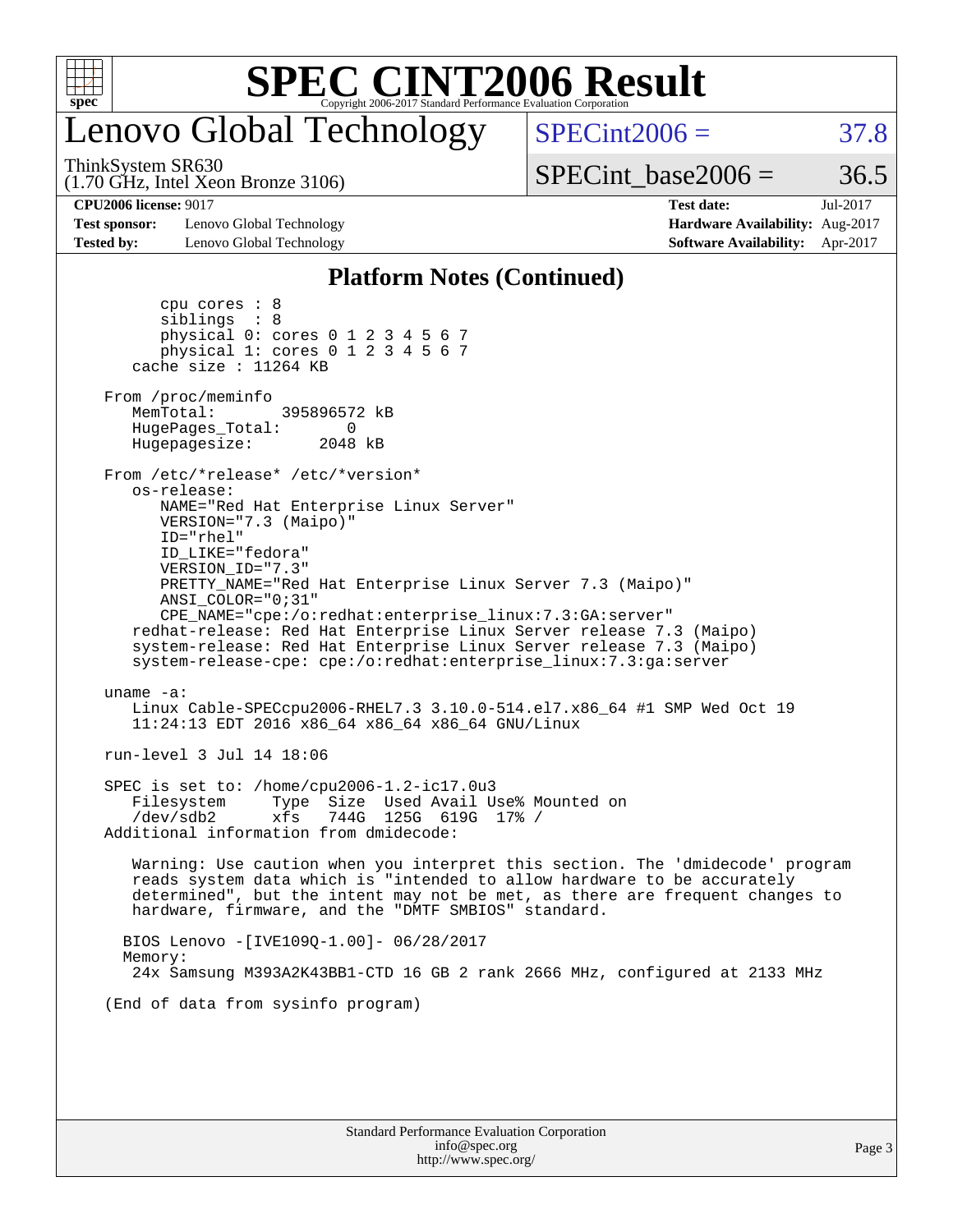# SPEC CINT2006 Result

## Lenovo Global Technology

ThinkSystem SR630
(1.70 GHz, Intel Xeon Bronze 3106)

SPECint2006 = 37.8

SPECint_base2006 = 36.5

| | | | |
|---|---|---|---|
| **CPU2006 license:** 9017 | | **Test date:** | Jul-2017 |
| **Test sponsor:** | Lenovo Global Technology | **Hardware Availability:** | Aug-2017 |
| **Tested by:** | Lenovo Global Technology | **Software Availability:** | Apr-2017 |

### Platform Notes (Continued)

```
         cpu cores : 8
         siblings  : 8
         physical 0: cores 0 1 2 3 4 5 6 7
         physical 1: cores 0 1 2 3 4 5 6 7
      cache size : 11264 KB

   From /proc/meminfo
      MemTotal:       395896572 kB
      HugePages_Total:       0
      Hugepagesize:       2048 kB

   From /etc/*release* /etc/*version*
      os-release:
         NAME="Red Hat Enterprise Linux Server"
         VERSION="7.3 (Maipo)"
         ID="rhel"
         ID_LIKE="fedora"
         VERSION_ID="7.3"
         PRETTY_NAME="Red Hat Enterprise Linux Server 7.3 (Maipo)"
         ANSI_COLOR="0;31"
         CPE_NAME="cpe:/o:redhat:enterprise_linux:7.3:GA:server"
      redhat-release: Red Hat Enterprise Linux Server release 7.3 (Maipo)
      system-release: Red Hat Enterprise Linux Server release 7.3 (Maipo)
      system-release-cpe: cpe:/o:redhat:enterprise_linux:7.3:ga:server

   uname -a:
      Linux Cable-SPECcpu2006-RHEL7.3 3.10.0-514.el7.x86_64 #1 SMP Wed Oct 19
      11:24:13 EDT 2016 x86_64 x86_64 x86_64 GNU/Linux

   run-level 3 Jul 14 18:06

   SPEC is set to: /home/cpu2006-1.2-ic17.0u3
      Filesystem     Type  Size  Used Avail Use% Mounted on
      /dev/sdb2      xfs   744G  125G  619G  17% /
   Additional information from dmidecode:

      Warning: Use caution when you interpret this section. The 'dmidecode' program
      reads system data which is "intended to allow hardware to be accurately
      determined", but the intent may not be met, as there are frequent changes to
      hardware, firmware, and the "DMTF SMBIOS" standard.

     BIOS Lenovo -[IVE109Q-1.00]- 06/28/2017
     Memory:
      24x Samsung M393A2K43BB1-CTD 16 GB 2 rank 2666 MHz, configured at 2133 MHz

   (End of data from sysinfo program)
```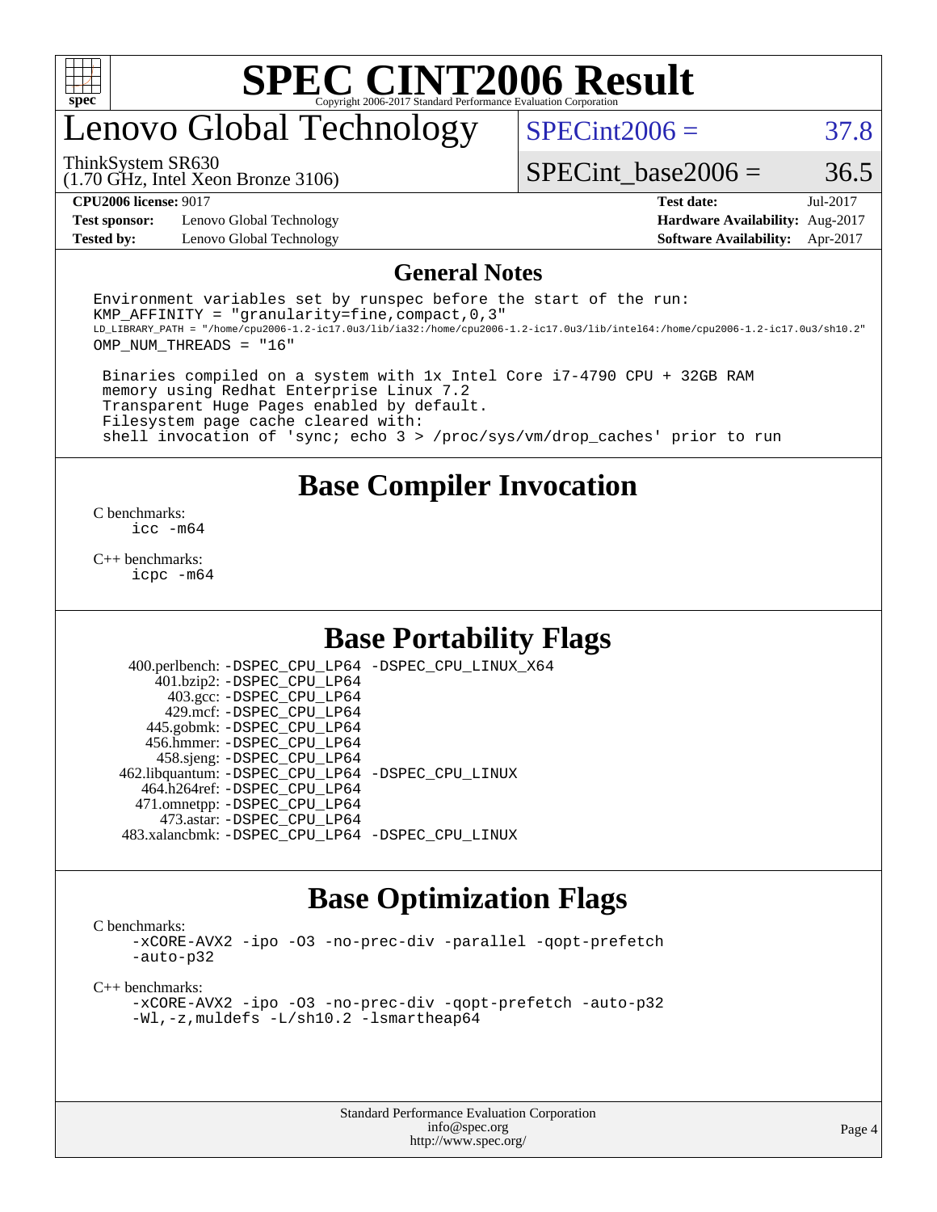# SPEC CINT2006 Result

Copyright 2006-2017 Standard Performance Evaluation Corporation

## Lenovo Global Technology

ThinkSystem SR630
(1.70 GHz, Intel Xeon Bronze 3106)

SPECint2006 = 37.8

SPECint_base2006 = 36.5

| | | | |
|---|---|---|---|
| **CPU2006 license:** 9017 | | **Test date:** | Jul-2017 |
| **Test sponsor:** | Lenovo Global Technology | **Hardware Availability:** | Aug-2017 |
| **Tested by:** | Lenovo Global Technology | **Software Availability:** | Apr-2017 |

## General Notes

```
Environment variables set by runspec before the start of the run:
KMP_AFFINITY = "granularity=fine,compact,0,3"
LD_LIBRARY_PATH = "/home/cpu2006-1.2-ic17.0u3/lib/ia32:/home/cpu2006-1.2-ic17.0u3/lib/intel64:/home/cpu2006-1.2-ic17.0u3/sh10.2"
OMP_NUM_THREADS = "16"

 Binaries compiled on a system with 1x Intel Core i7-4790 CPU + 32GB RAM
 memory using Redhat Enterprise Linux 7.2
 Transparent Huge Pages enabled by default.
 Filesystem page cache cleared with:
 shell invocation of 'sync; echo 3 > /proc/sys/vm/drop_caches' prior to run
```

## Base Compiler Invocation

C benchmarks:
```
icc -m64
```

C++ benchmarks:
```
icpc -m64
```

## Base Portability Flags

```
    400.perlbench: -DSPEC_CPU_LP64 -DSPEC_CPU_LINUX_X64
        401.bzip2: -DSPEC_CPU_LP64
          403.gcc: -DSPEC_CPU_LP64
          429.mcf: -DSPEC_CPU_LP64
        445.gobmk: -DSPEC_CPU_LP64
       456.hmmer: -DSPEC_CPU_LP64
        458.sjeng: -DSPEC_CPU_LP64
   462.libquantum: -DSPEC_CPU_LP64 -DSPEC_CPU_LINUX
      464.h264ref: -DSPEC_CPU_LP64
      471.omnetpp: -DSPEC_CPU_LP64
        473.astar: -DSPEC_CPU_LP64
   483.xalancbmk: -DSPEC_CPU_LP64 -DSPEC_CPU_LINUX
```

## Base Optimization Flags

C benchmarks:
```
-xCORE-AVX2 -ipo -O3 -no-prec-div -parallel -qopt-prefetch
-auto-p32
```

C++ benchmarks:
```
-xCORE-AVX2 -ipo -O3 -no-prec-div -qopt-prefetch -auto-p32
-Wl,-z,muldefs -L/sh10.2 -lsmartheap64
```

Standard Performance Evaluation Corporation
info@spec.org
http://www.spec.org/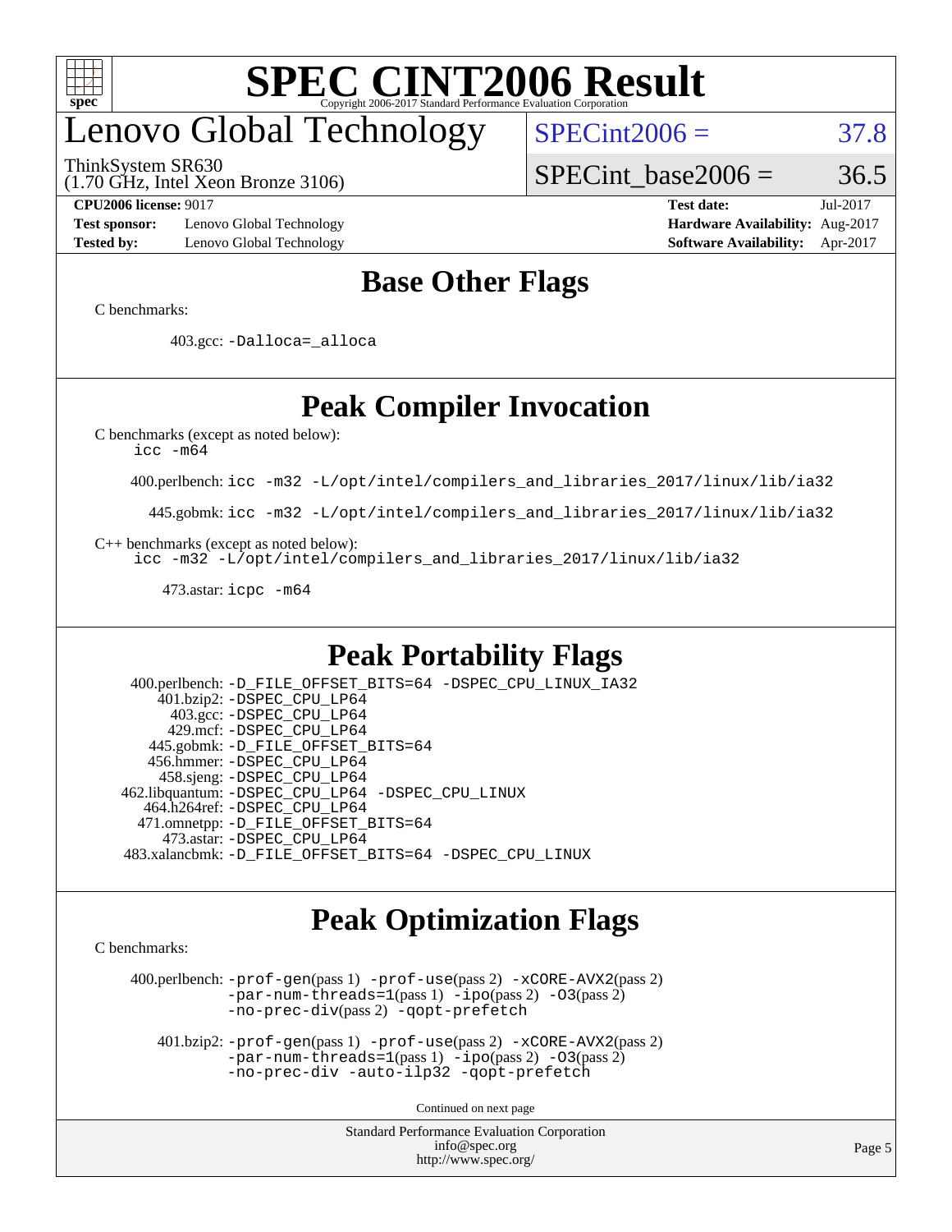# SPEC CINT2006 Result

Copyright 2006-2017 Standard Performance Evaluation Corporation

# Lenovo Global Technology

ThinkSystem SR630
(1.70 GHz, Intel Xeon Bronze 3106)

SPECint2006 = 37.8

SPECint_base2006 = 36.5

**CPU2006 license:** 9017
**Test sponsor:** Lenovo Global Technology
**Tested by:** Lenovo Global Technology

**Test date:** Jul-2017
**Hardware Availability:** Aug-2017
**Software Availability:** Apr-2017

## Base Other Flags

C benchmarks:

403.gcc: -Dalloca=_alloca

## Peak Compiler Invocation

C benchmarks (except as noted below):
icc -m64

400.perlbench: icc -m32 -L/opt/intel/compilers_and_libraries_2017/linux/lib/ia32

445.gobmk: icc -m32 -L/opt/intel/compilers_and_libraries_2017/linux/lib/ia32

C++ benchmarks (except as noted below):
icc -m32 -L/opt/intel/compilers_and_libraries_2017/linux/lib/ia32

473.astar: icpc -m64

## Peak Portability Flags

400.perlbench: -D_FILE_OFFSET_BITS=64 -DSPEC_CPU_LINUX_IA32
401.bzip2: -DSPEC_CPU_LP64
403.gcc: -DSPEC_CPU_LP64
429.mcf: -DSPEC_CPU_LP64
445.gobmk: -D_FILE_OFFSET_BITS=64
456.hmmer: -DSPEC_CPU_LP64
458.sjeng: -DSPEC_CPU_LP64
462.libquantum: -DSPEC_CPU_LP64 -DSPEC_CPU_LINUX
464.h264ref: -DSPEC_CPU_LP64
471.omnetpp: -D_FILE_OFFSET_BITS=64
473.astar: -DSPEC_CPU_LP64
483.xalancbmk: -D_FILE_OFFSET_BITS=64 -DSPEC_CPU_LINUX

## Peak Optimization Flags

C benchmarks:

400.perlbench: -prof-gen(pass 1) -prof-use(pass 2) -xCORE-AVX2(pass 2) -par-num-threads=1(pass 1) -ipo(pass 2) -O3(pass 2) -no-prec-div(pass 2) -qopt-prefetch

401.bzip2: -prof-gen(pass 1) -prof-use(pass 2) -xCORE-AVX2(pass 2) -par-num-threads=1(pass 1) -ipo(pass 2) -O3(pass 2) -no-prec-div -auto-ilp32 -qopt-prefetch

Continued on next page

Standard Performance Evaluation Corporation
info@spec.org
http://www.spec.org/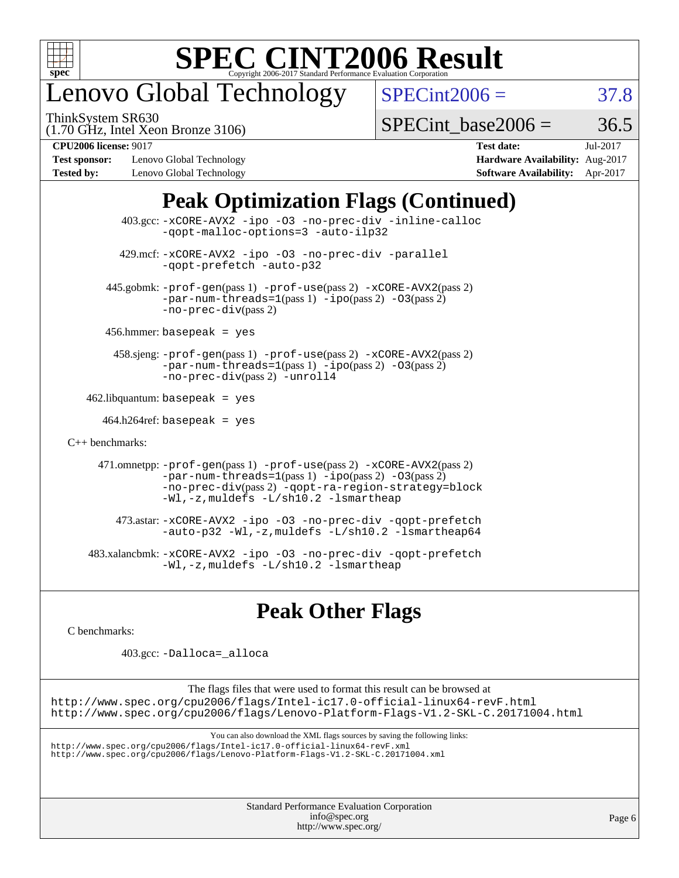# SPEC CINT2006 Result

Copyright 2006-2017 Standard Performance Evaluation Corporation

## Lenovo Global Technology

ThinkSystem SR630
(1.70 GHz, Intel Xeon Bronze 3106)

SPECint2006 = 37.8

SPECint_base2006 = 36.5

**CPU2006 license:** 9017
**Test sponsor:** Lenovo Global Technology
**Tested by:** Lenovo Global Technology

**Test date:** Jul-2017
**Hardware Availability:** Aug-2017
**Software Availability:** Apr-2017

## Peak Optimization Flags (Continued)

403.gcc: `-xCORE-AVX2 -ipo -O3 -no-prec-div -inline-calloc -qopt-malloc-options=3 -auto-ilp32`

429.mcf: `-xCORE-AVX2 -ipo -O3 -no-prec-div -parallel -qopt-prefetch -auto-p32`

445.gobmk: `-prof-gen`(pass 1) `-prof-use`(pass 2) `-xCORE-AVX2`(pass 2) `-par-num-threads=1`(pass 1) `-ipo`(pass 2) `-O3`(pass 2) `-no-prec-div`(pass 2)

456.hmmer: `basepeak = yes`

458.sjeng: `-prof-gen`(pass 1) `-prof-use`(pass 2) `-xCORE-AVX2`(pass 2) `-par-num-threads=1`(pass 1) `-ipo`(pass 2) `-O3`(pass 2) `-no-prec-div`(pass 2) `-unroll4`

462.libquantum: `basepeak = yes`

464.h264ref: `basepeak = yes`

C++ benchmarks:

471.omnetpp: `-prof-gen`(pass 1) `-prof-use`(pass 2) `-xCORE-AVX2`(pass 2) `-par-num-threads=1`(pass 1) `-ipo`(pass 2) `-O3`(pass 2) `-no-prec-div`(pass 2) `-qopt-ra-region-strategy=block -Wl,-z,muldefs -L/sh10.2 -lsmartheap`

473.astar: `-xCORE-AVX2 -ipo -O3 -no-prec-div -qopt-prefetch -auto-p32 -Wl,-z,muldefs -L/sh10.2 -lsmartheap64`

483.xalancbmk: `-xCORE-AVX2 -ipo -O3 -no-prec-div -qopt-prefetch -Wl,-z,muldefs -L/sh10.2 -lsmartheap`

## Peak Other Flags

C benchmarks:

403.gcc: `-Dalloca=_alloca`

The flags files that were used to format this result can be browsed at
http://www.spec.org/cpu2006/flags/Intel-ic17.0-official-linux64-revF.html
http://www.spec.org/cpu2006/flags/Lenovo-Platform-Flags-V1.2-SKL-C.20171004.html

You can also download the XML flags sources by saving the following links:
http://www.spec.org/cpu2006/flags/Intel-ic17.0-official-linux64-revF.xml
http://www.spec.org/cpu2006/flags/Lenovo-Platform-Flags-V1.2-SKL-C.20171004.xml

Standard Performance Evaluation Corporation
info@spec.org
http://www.spec.org/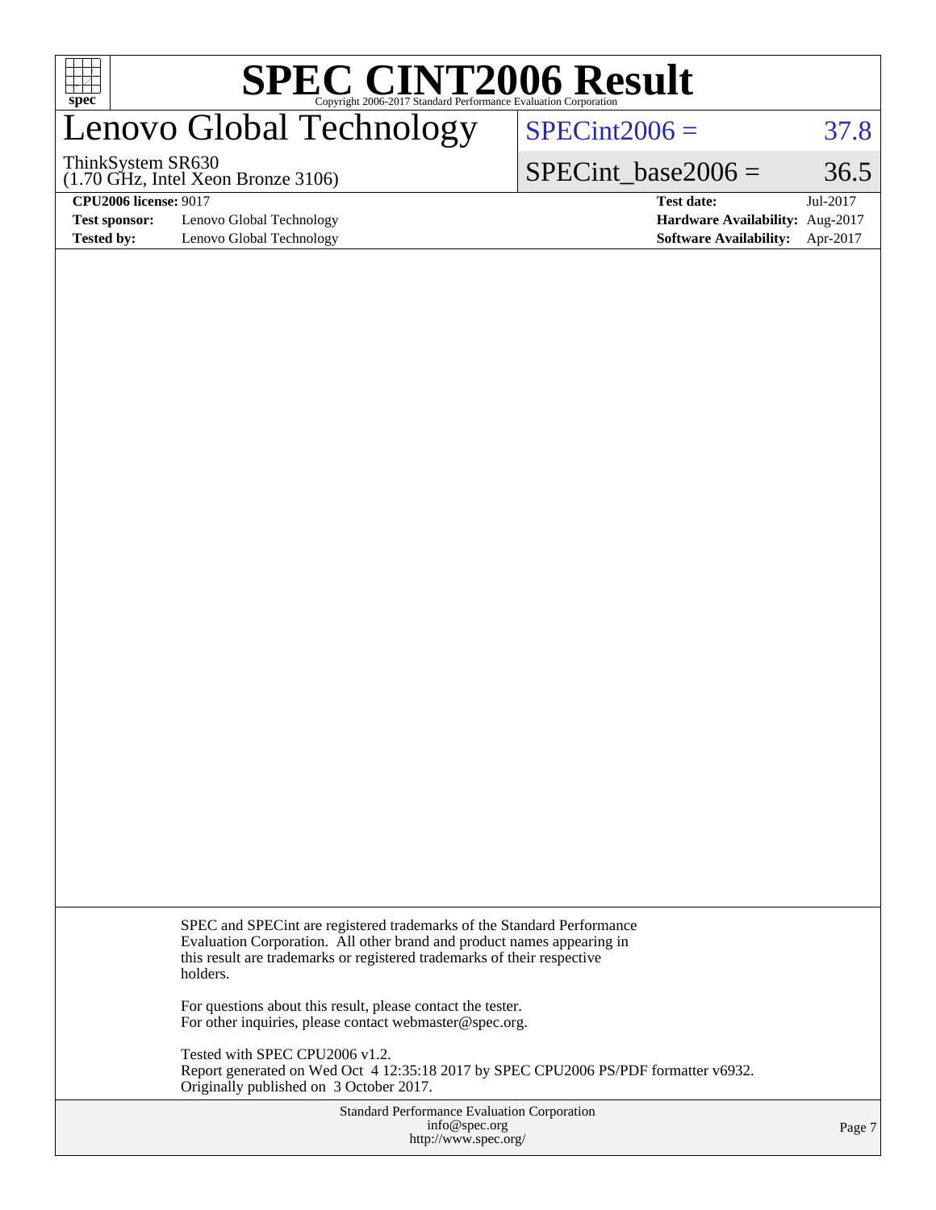SPEC and SPECint are registered trademarks of the Standard Performance Evaluation Corporation. All other brand and product names appearing in this result are trademarks or registered trademarks of their respective holders.

For questions about this result, please contact the tester.
For other inquiries, please contact webmaster@spec.org.

Tested with SPEC CPU2006 v1.2.
Report generated on Wed Oct 4 12:35:18 2017 by SPEC CPU2006 PS/PDF formatter v6932.
Originally published on 3 October 2017.